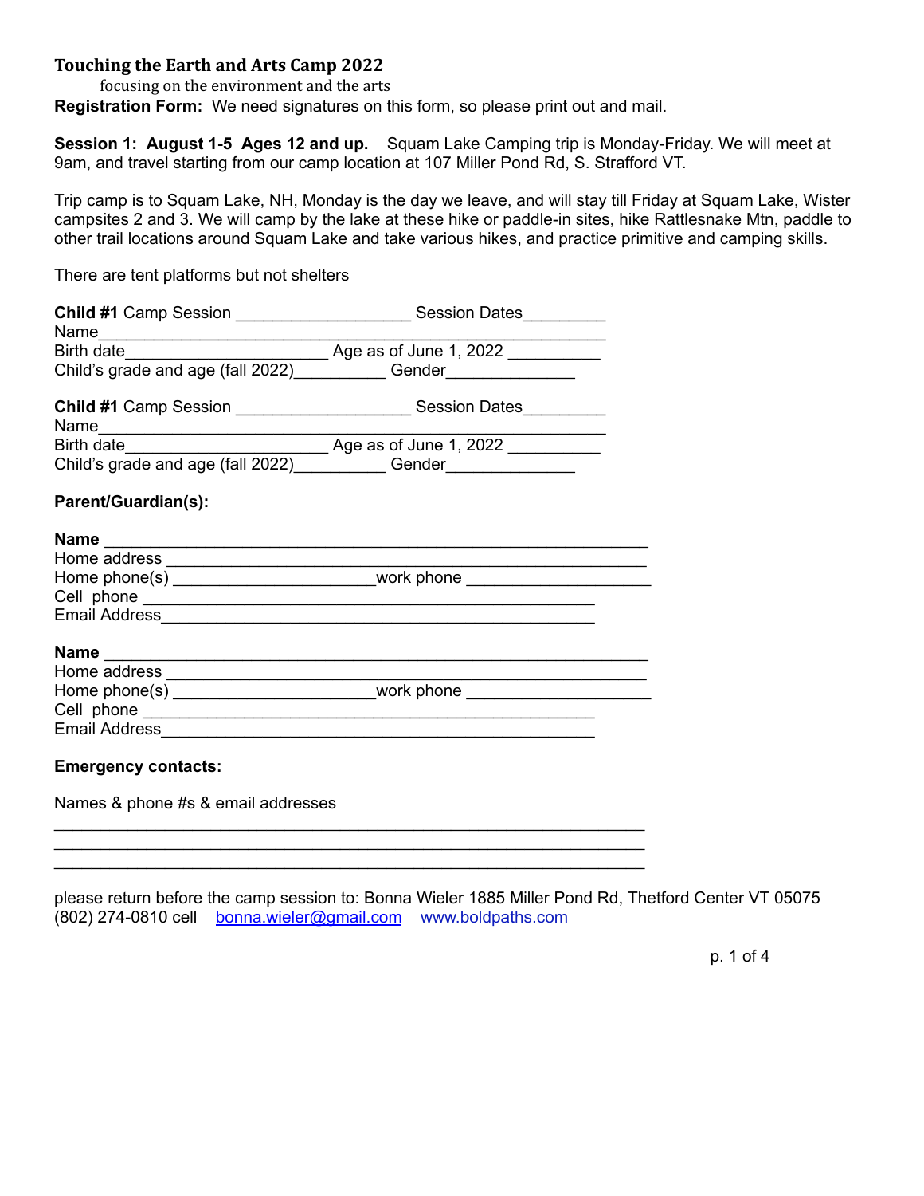# Touching the Earth and Arts Camp 2022

focusing on the environment and the arts

**Registration Form:** We need signatures on this form, so please print out and mail.

**Session 1: August 1-5 Ages 12 and up.** Squam Lake Camping trip is Monday-Friday. We will meet at 9am, and travel starting from our camp location at 107 Miller Pond Rd, S. Strafford VT.

Trip camp is to Squam Lake, NH, Monday is the day we leave, and will stay till Friday at Squam Lake, Wister campsites 2 and 3. We will camp by the lake at these hike or paddle-in sites, hike Rattlesnake Mtn, paddle to other trail locations around Squam Lake and take various hikes, and practice primitive and camping skills.

There are tent platforms but not shelters

**Child #1** Camp Session ___________________ Session Dates_________
Name_____________________________________________________
Birth date______________________ Age as of June 1, 2022 __________
Child's grade and age (fall 2022)__________ Gender______________

**Child #1** Camp Session ___________________ Session Dates_________
Name_____________________________________________________
Birth date______________________ Age as of June 1, 2022 __________
Child's grade and age (fall 2022)__________ Gender______________

**Parent/Guardian(s):**

**Name** ___________________________________________________________
Home address _______________________________________________________
Home phone(s) ______________________work phone ___________________
Cell phone ________________________________________________
Email Address_______________________________________________

**Name** ___________________________________________________________
Home address _______________________________________________________
Home phone(s) ______________________work phone ___________________
Cell phone ________________________________________________
Email Address_______________________________________________

**Emergency contacts:**

Names & phone #s & email addresses

_________________________________________________________________
_________________________________________________________________
_________________________________________________________________

please return before the camp session to: Bonna Wieler 1885 Miller Pond Rd, Thetford Center VT 05075
(802) 274-0810 cell bonna.wieler@gmail.com www.boldpaths.com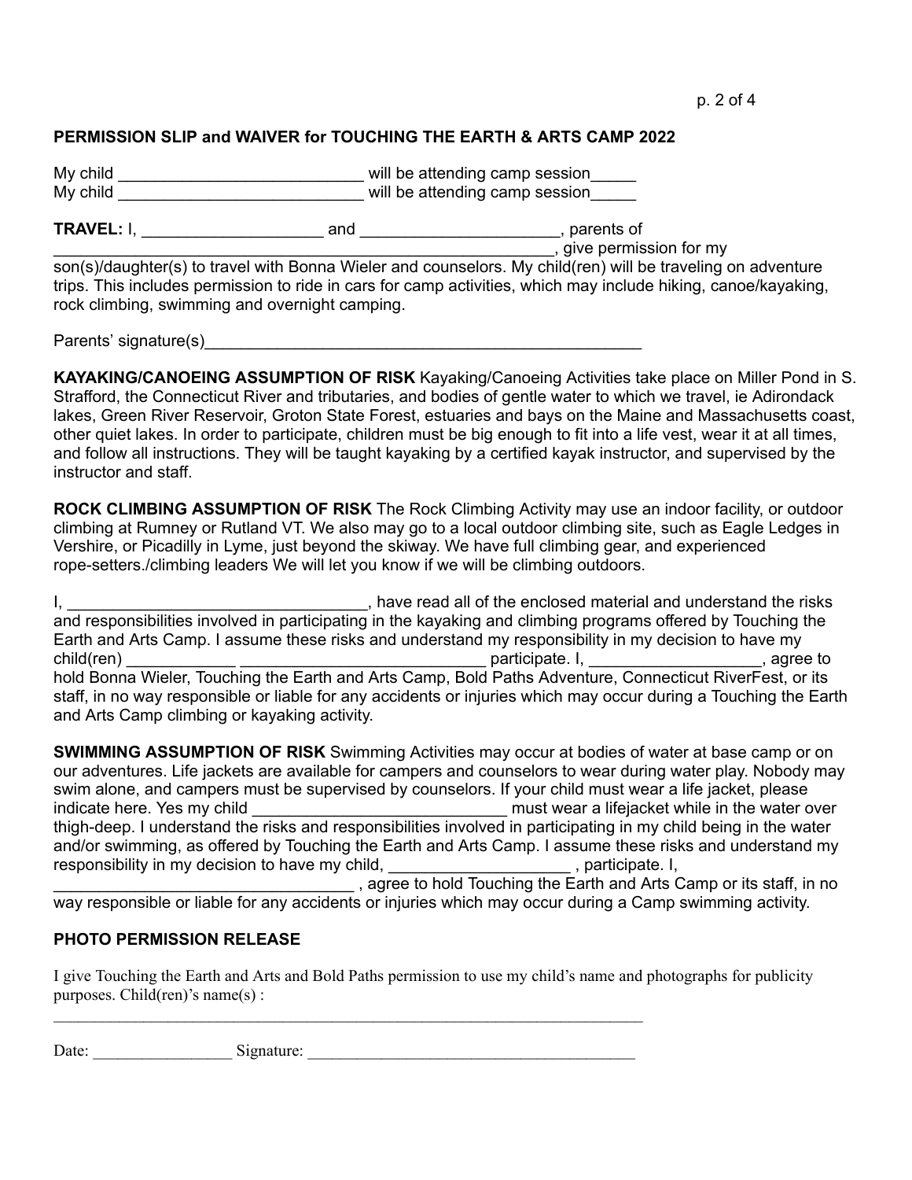## PERMISSION SLIP and WAIVER for TOUCHING THE EARTH & ARTS CAMP 2022

My child ___________________________ will be attending camp session_____
My child ___________________________ will be attending camp session_____

**TRAVEL:** I, ___________________ and _____________________, parents of _______________________________________________________, give permission for my son(s)/daughter(s) to travel with Bonna Wieler and counselors. My child(ren) will be traveling on adventure trips. This includes permission to ride in cars for camp activities, which may include hiking, canoe/kayaking, rock climbing, swimming and overnight camping.

Parents' signature(s)_________________________________________________

**KAYAKING/CANOEING ASSUMPTION OF RISK** Kayaking/Canoeing Activities take place on Miller Pond in S. Strafford, the Connecticut River and tributaries, and bodies of gentle water to which we travel, ie Adirondack lakes, Green River Reservoir, Groton State Forest, estuaries and bays on the Maine and Massachusetts coast, other quiet lakes. In order to participate, children must be big enough to fit into a life vest, wear it at all times, and follow all instructions. They will be taught kayaking by a certified kayak instructor, and supervised by the instructor and staff.

**ROCK CLIMBING ASSUMPTION OF RISK** The Rock Climbing Activity may use an indoor facility, or outdoor climbing at Rumney or Rutland VT. We also may go to a local outdoor climbing site, such as Eagle Ledges in Vershire, or Picadilly in Lyme, just beyond the skiway. We have full climbing gear, and experienced rope-setters./climbing leaders We will let you know if we will be climbing outdoors.

I, _________________________________, have read all of the enclosed material and understand the risks and responsibilities involved in participating in the kayaking and climbing programs offered by Touching the Earth and Arts Camp. I assume these risks and understand my responsibility in my decision to have my child(ren) ____________ __________________________ participate. I, __________________, agree to hold Bonna Wieler, Touching the Earth and Arts Camp, Bold Paths Adventure, Connecticut RiverFest, or its staff, in no way responsible or liable for any accidents or injuries which may occur during a Touching the Earth and Arts Camp climbing or kayaking activity.

**SWIMMING ASSUMPTION OF RISK** Swimming Activities may occur at bodies of water at base camp or on our adventures. Life jackets are available for campers and counselors to wear during water play. Nobody may swim alone, and campers must be supervised by counselors. If your child must wear a life jacket, please indicate here. Yes my child ____________________________ must wear a lifejacket while in the water over thigh-deep. I understand the risks and responsibilities involved in participating in my child being in the water and/or swimming, as offered by Touching the Earth and Arts Camp. I assume these risks and understand my responsibility in my decision to have my child, ___________________ , participate. I, _________________________________ , agree to hold Touching the Earth and Arts Camp or its staff, in no way responsible or liable for any accidents or injuries which may occur during a Camp swimming activity.

### PHOTO PERMISSION RELEASE

I give Touching the Earth and Arts and Bold Paths permission to use my child's name and photographs for publicity purposes. Child(ren)'s name(s) :

_____________________________________________________________________________

Date: _________________ Signature: __________________________________________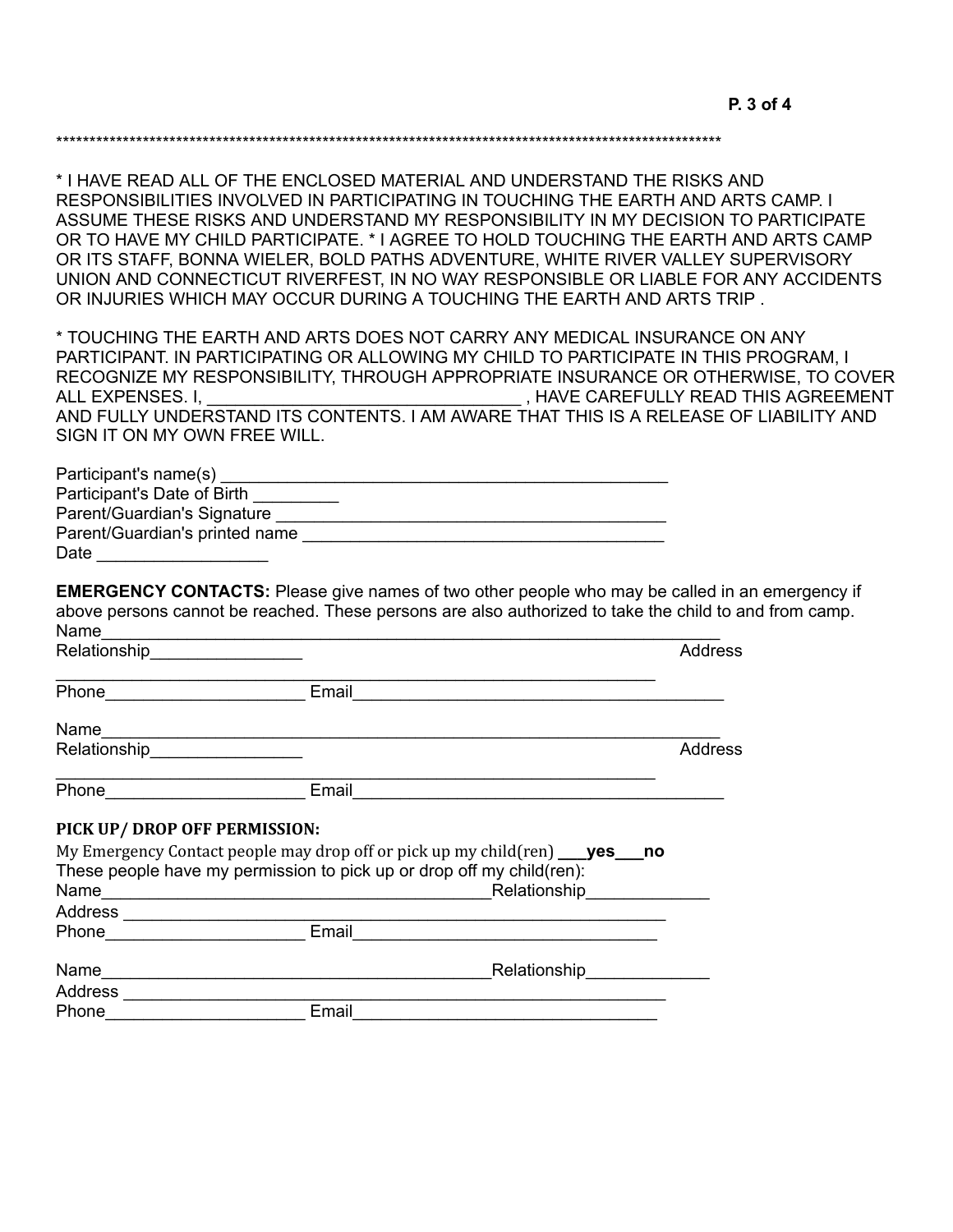****************************************************************************************************

* I HAVE READ ALL OF THE ENCLOSED MATERIAL AND UNDERSTAND THE RISKS AND RESPONSIBILITIES INVOLVED IN PARTICIPATING IN TOUCHING THE EARTH AND ARTS CAMP. I ASSUME THESE RISKS AND UNDERSTAND MY RESPONSIBILITY IN MY DECISION TO PARTICIPATE OR TO HAVE MY CHILD PARTICIPATE. * I AGREE TO HOLD TOUCHING THE EARTH AND ARTS CAMP OR ITS STAFF, BONNA WIELER, BOLD PATHS ADVENTURE, WHITE RIVER VALLEY SUPERVISORY UNION AND CONNECTICUT RIVERFEST, IN NO WAY RESPONSIBLE OR LIABLE FOR ANY ACCIDENTS OR INJURIES WHICH MAY OCCUR DURING A TOUCHING THE EARTH AND ARTS TRIP .

* TOUCHING THE EARTH AND ARTS DOES NOT CARRY ANY MEDICAL INSURANCE ON ANY PARTICIPANT. IN PARTICIPATING OR ALLOWING MY CHILD TO PARTICIPATE IN THIS PROGRAM, I RECOGNIZE MY RESPONSIBILITY, THROUGH APPROPRIATE INSURANCE OR OTHERWISE, TO COVER ALL EXPENSES. I, _________________________________ , HAVE CAREFULLY READ THIS AGREEMENT AND FULLY UNDERSTAND ITS CONTENTS. I AM AWARE THAT THIS IS A RELEASE OF LIABILITY AND SIGN IT ON MY OWN FREE WILL.

Participant's name(s) ________________________________________________
Participant's Date of Birth _________
Parent/Guardian's Signature __________________________________________
Parent/Guardian's printed name ______________________________________
Date _________________

**EMERGENCY CONTACTS:** Please give names of two other people who may be called in an emergency if above persons cannot be reached. These persons are also authorized to take the child to and from camp.

Name___________________________________________________________________
Relationship________________ Address
_________________________________________________________________
Phone____________________ Email_______________________________________

Name___________________________________________________________________
Relationship________________ Address
_________________________________________________________________
Phone____________________ Email_______________________________________

**PICK UP/ DROP OFF PERMISSION:**

My Emergency Contact people may drop off or pick up my child(ren) ___**yes**___**no**
These people have my permission to pick up or drop off my child(ren):

Name_________________________________________Relationship_____________
Address _____________________________________________________________
Phone____________________ Email_______________________________

Name_________________________________________Relationship_____________
Address _____________________________________________________________
Phone____________________ Email_______________________________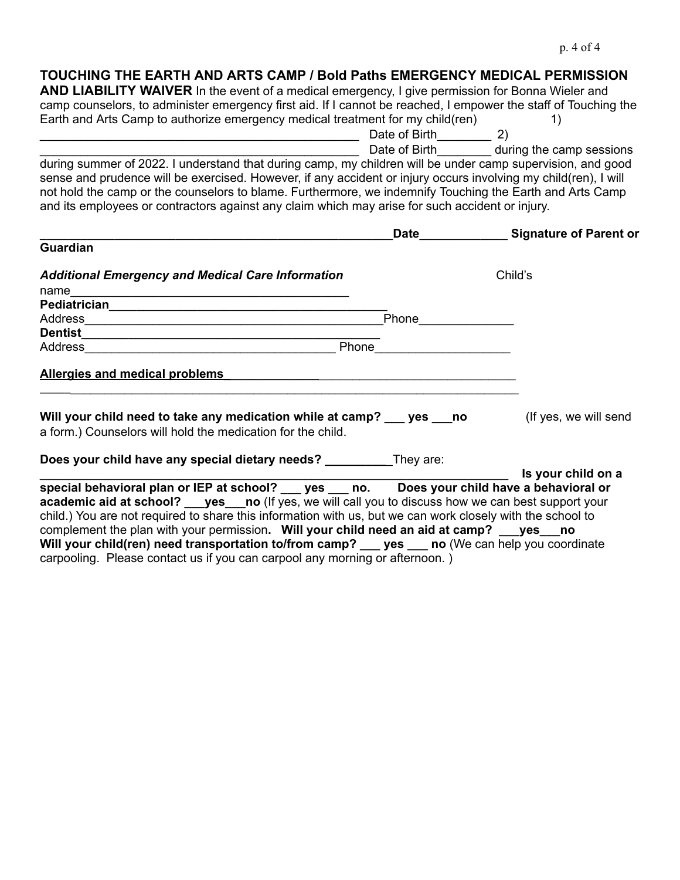**TOUCHING THE EARTH AND ARTS CAMP / Bold Paths EMERGENCY MEDICAL PERMISSION AND LIABILITY WAIVER** In the event of a medical emergency, I give permission for Bonna Wieler and camp counselors, to administer emergency first aid. If I cannot be reached, I empower the staff of Touching the Earth and Arts Camp to authorize emergency medical treatment for my child(ren) 1) _______________________________________________ Date of Birth________ 2) _______________________________________________ Date of Birth________ during the camp sessions during summer of 2022. I understand that during camp, my children will be under camp supervision, and good sense and prudence will be exercised. However, if any accident or injury occurs involving my child(ren), I will not hold the camp or the counselors to blame. Furthermore, we indemnify Touching the Earth and Arts Camp and its employees or contractors against any claim which may arise for such accident or injury.

**_____________________________________________________Date_____________ Signature of Parent or Guardian**

***Additional Emergency and Medical Care Information*** Child's name__________________________________________

**Pediatrician__________________________________________**

Address_____________________________________________Phone______________

**Dentist_____________________________________________**

Address_____________________________________ Phone____________________

**Allergies and medical problems**_____________________________________________

____________________________________________________________________________

**Will your child need to take any medication while at camp? ___ yes ___no** (If yes, we will send a form.) Counselors will hold the medication for the child.

**Does your child have any special dietary needs? __________**They are: _______________________________________________________________________ **Is your child on a special behavioral plan or IEP at school? ___ yes ___ no. Does your child have a behavioral or academic aid at school? ___yes___no** (If yes, we will call you to discuss how we can best support your child.) You are not required to share this information with us, but we can work closely with the school to complement the plan with your permission**. Will your child need an aid at camp? ___yes___no**
**Will your child(ren) need transportation to/from camp? ___ yes ___ no** (We can help you coordinate carpooling. Please contact us if you can carpool any morning or afternoon. )